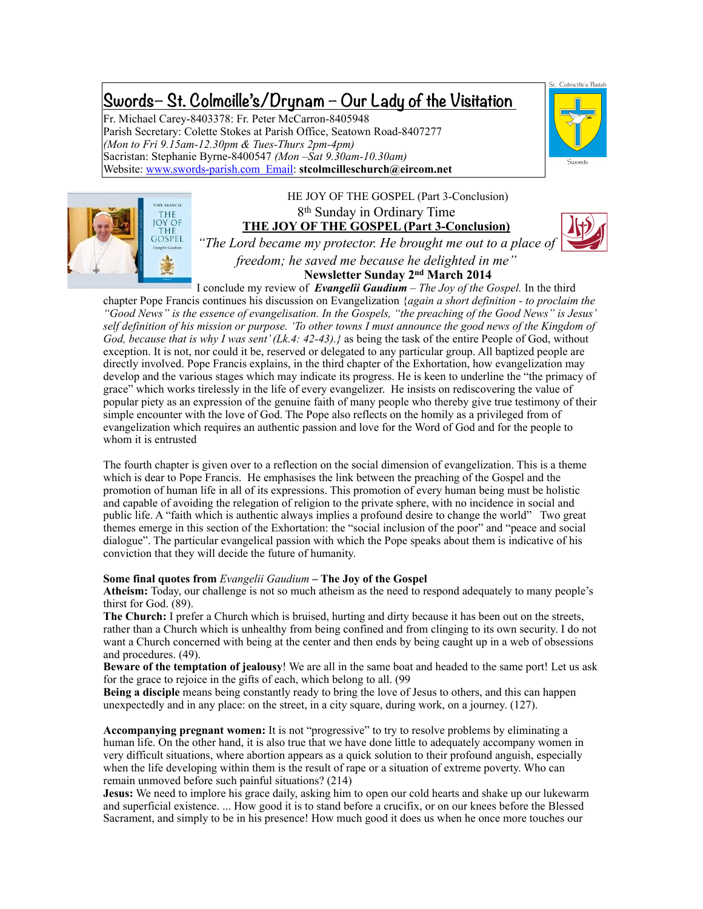# Swords– St. Colmcille's/Drynam – Our Lady of the Visitation

Fr. Michael Carey-8403378: Fr. Peter McCarron-8405948
Parish Secretary: Colette Stokes at Parish Office, Seatown Road-8407277
*(Mon to Fri 9.15am-12.30pm & Tues-Thurs 2pm-4pm)*
Sacristan: Stephanie Byrne-8400547 *(Mon –Sat 9.30am-10.30am)*
Website: www.swords-parish.com Email: **stcolmcilleschurch@eircom.net**

St. Colmcille's Parish
Swords

HE JOY OF THE GOSPEL (Part 3-Conclusion)

8th Sunday in Ordinary Time

**THE JOY OF THE GOSPEL (Part 3-Conclusion)**

*"The Lord became my protector. He brought me out to a place of freedom; he saved me because he delighted in me"*

**Newsletter Sunday 2nd March 2014**

I conclude my review of ***Evangelii Gaudium*** – *The Joy of the Gospel.* In the third chapter Pope Francis continues his discussion on Evangelization {*again a short definition - to proclaim the "Good News" is the essence of evangelisation. In the Gospels, "the preaching of the Good News" is Jesus' self definition of his mission or purpose. 'To other towns I must announce the good news of the Kingdom of God, because that is why I was sent' (Lk.4: 42-43).*} as being the task of the entire People of God, without exception. It is not, nor could it be, reserved or delegated to any particular group. All baptized people are directly involved. Pope Francis explains, in the third chapter of the Exhortation, how evangelization may develop and the various stages which may indicate its progress. He is keen to underline the "the primacy of grace" which works tirelessly in the life of every evangelizer. He insists on rediscovering the value of popular piety as an expression of the genuine faith of many people who thereby give true testimony of their simple encounter with the love of God. The Pope also reflects on the homily as a privileged from of evangelization which requires an authentic passion and love for the Word of God and for the people to whom it is entrusted

The fourth chapter is given over to a reflection on the social dimension of evangelization. This is a theme which is dear to Pope Francis. He emphasises the link between the preaching of the Gospel and the promotion of human life in all of its expressions. This promotion of every human being must be holistic and capable of avoiding the relegation of religion to the private sphere, with no incidence in social and public life. A "faith which is authentic always implies a profound desire to change the world" Two great themes emerge in this section of the Exhortation: the "social inclusion of the poor" and "peace and social dialogue". The particular evangelical passion with which the Pope speaks about them is indicative of his conviction that they will decide the future of humanity.

**Some final quotes from** *Evangelii Gaudium* **– The Joy of the Gospel**

**Atheism:** Today, our challenge is not so much atheism as the need to respond adequately to many people's thirst for God. (89).

**The Church:** I prefer a Church which is bruised, hurting and dirty because it has been out on the streets, rather than a Church which is unhealthy from being confined and from clinging to its own security. I do not want a Church concerned with being at the center and then ends by being caught up in a web of obsessions and procedures. (49).

**Beware of the temptation of jealousy**! We are all in the same boat and headed to the same port! Let us ask for the grace to rejoice in the gifts of each, which belong to all. (99

**Being a disciple** means being constantly ready to bring the love of Jesus to others, and this can happen unexpectedly and in any place: on the street, in a city square, during work, on a journey. (127).

**Accompanying pregnant women:** It is not "progressive" to try to resolve problems by eliminating a human life. On the other hand, it is also true that we have done little to adequately accompany women in very difficult situations, where abortion appears as a quick solution to their profound anguish, especially when the life developing within them is the result of rape or a situation of extreme poverty. Who can remain unmoved before such painful situations? (214)

**Jesus:** We need to implore his grace daily, asking him to open our cold hearts and shake up our lukewarm and superficial existence. ... How good it is to stand before a crucifix, or on our knees before the Blessed Sacrament, and simply to be in his presence! How much good it does us when he once more touches our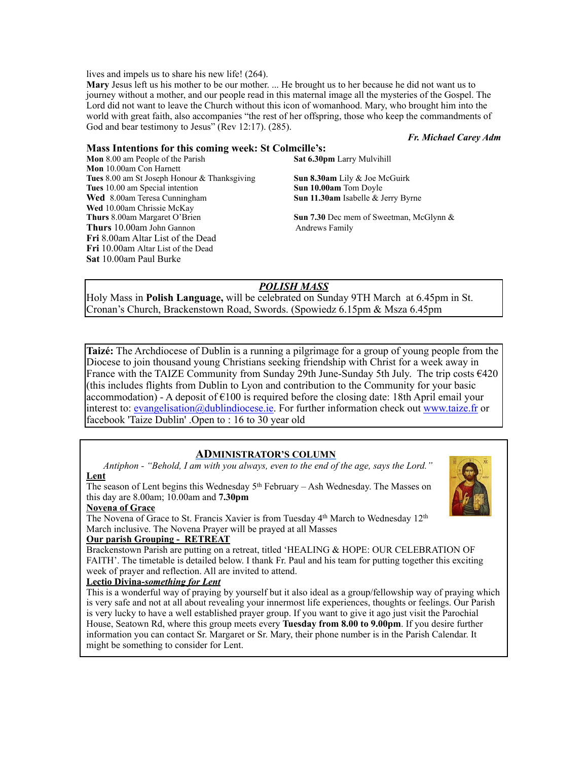lives and impels us to share his new life! (264).

**Mary** Jesus left us his mother to be our mother. ... He brought us to her because he did not want us to journey without a mother, and our people read in this maternal image all the mysteries of the Gospel. The Lord did not want to leave the Church without this icon of womanhood. Mary, who brought him into the world with great faith, also accompanies "the rest of her offspring, those who keep the commandments of God and bear testimony to Jesus" (Rev 12:17). (285).

***Fr. Michael Carey Adm***

### Mass Intentions for this coming week: St Colmcille's:

**Mon** 8.00 am People of the Parish
**Mon** 10.00am Con Harnett
**Tues** 8.00 am St Joseph Honour & Thanksgiving
**Tues** 10.00 am Special intention
**Wed** 8.00am Teresa Cunningham
**Wed** 10.00am Chrissie McKay
**Thurs** 8.00am Margaret O'Brien
**Thurs** 10.00am John Gannon
**Fri** 8.00am Altar List of the Dead
**Fri** 10.00am Altar List of the Dead
**Sat** 10.00am Paul Burke

**Sat 6.30pm** Larry Mulvihill

**Sun 8.30am** Lily & Joe McGuirk
**Sun 10.00am** Tom Doyle
**Sun 11.30am** Isabelle & Jerry Byrne

**Sun 7.30** Dec mem of Sweetman, McGlynn & Andrews Family

## ***POLISH MASS***

Holy Mass in **Polish Language,** will be celebrated on Sunday 9TH March at 6.45pm in St. Cronan's Church, Brackenstown Road, Swords. (Spowiedz 6.15pm & Msza 6.45pm

**Taizé:** The Archdiocese of Dublin is a running a pilgrimage for a group of young people from the Diocese to join thousand young Christians seeking friendship with Christ for a week away in France with the TAIZE Community from Sunday 29th June-Sunday 5th July. The trip costs €420 (this includes flights from Dublin to Lyon and contribution to the Community for your basic accommodation) - A deposit of €100 is required before the closing date: 18th April email your interest to: evangelisation@dublindiocese.ie. For further information check out www.taize.fr or facebook 'Taize Dublin' .Open to : 16 to 30 year old

## ADMINISTRATOR'S COLUMN

*Antiphon - "Behold, I am with you always, even to the end of the age, says the Lord."*

**Lent**

The season of Lent begins this Wednesday 5th February – Ash Wednesday. The Masses on this day are 8.00am; 10.00am and **7.30pm**

**Novena of Grace**

The Novena of Grace to St. Francis Xavier is from Tuesday 4th March to Wednesday 12th March inclusive. The Novena Prayer will be prayed at all Masses

**Our parish Grouping - RETREAT**

Brackenstown Parish are putting on a retreat, titled 'HEALING & HOPE: OUR CELEBRATION OF FAITH'. The timetable is detailed below. I thank Fr. Paul and his team for putting together this exciting week of prayer and reflection. All are invited to attend.

**Lectio Divina-*something for Lent***

This is a wonderful way of praying by yourself but it also ideal as a group/fellowship way of praying which is very safe and not at all about revealing your innermost life experiences, thoughts or feelings. Our Parish is very lucky to have a well established prayer group. If you want to give it ago just visit the Parochial House, Seatown Rd, where this group meets every **Tuesday from 8.00 to 9.00pm**. If you desire further information you can contact Sr. Margaret or Sr. Mary, their phone number is in the Parish Calendar. It might be something to consider for Lent.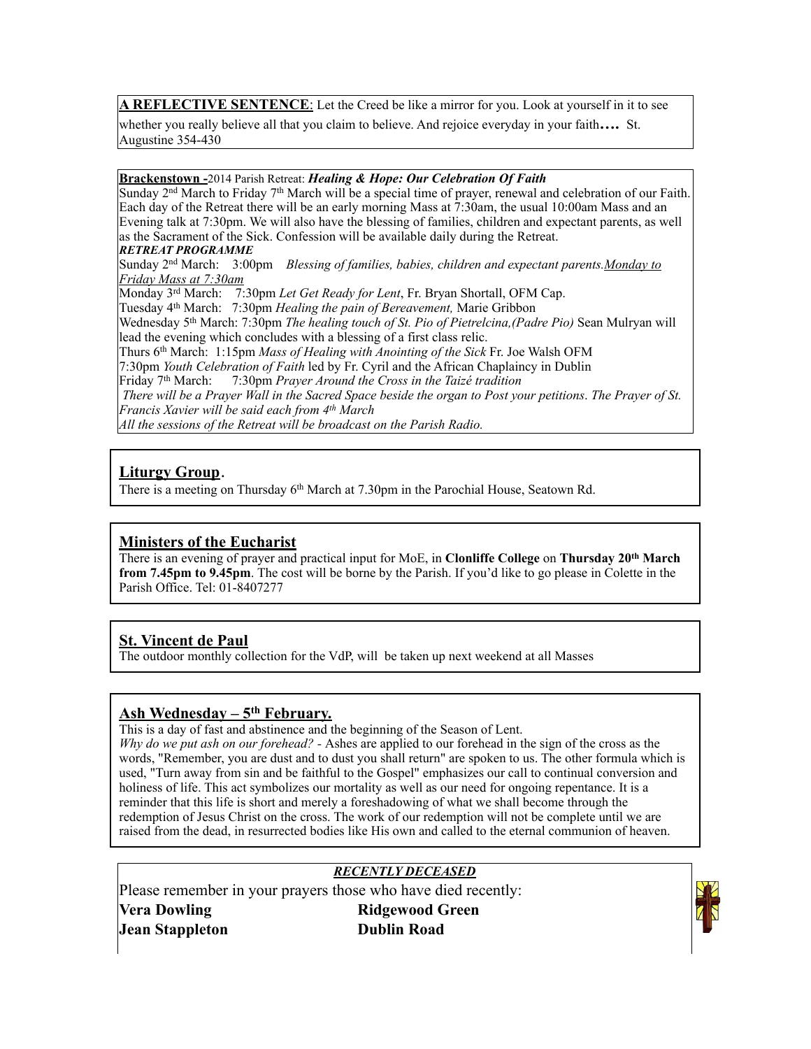**A REFLECTIVE SENTENCE**: Let the Creed be like a mirror for you. Look at yourself in it to see whether you really believe all that you claim to believe. And rejoice everyday in your faith**….** St. Augustine 354-430

**Brackenstown -**2014 Parish Retreat: ***Healing & Hope: Our Celebration Of Faith***

Sunday 2nd March to Friday 7th March will be a special time of prayer, renewal and celebration of our Faith. Each day of the Retreat there will be an early morning Mass at 7:30am, the usual 10:00am Mass and an Evening talk at 7:30pm. We will also have the blessing of families, children and expectant parents, as well as the Sacrament of the Sick. Confession will be available daily during the Retreat.

***RETREAT PROGRAMME***

Sunday 2nd March: 3:00pm *Blessing of families, babies, children and expectant parents.* *Monday to Friday Mass at 7:30am*

Monday 3rd March: 7:30pm *Let Get Ready for Lent*, Fr. Bryan Shortall, OFM Cap.

Tuesday 4th March: 7:30pm *Healing the pain of Bereavement,* Marie Gribbon

Wednesday 5th March: 7:30pm *The healing touch of St. Pio of Pietrelcina,(Padre Pio)* Sean Mulryan will lead the evening which concludes with a blessing of a first class relic.

Thurs 6th March: 1:15pm *Mass of Healing with Anointing of the Sick* Fr. Joe Walsh OFM

7:30pm *Youth Celebration of Faith* led by Fr. Cyril and the African Chaplaincy in Dublin

Friday 7th March: 7:30pm *Prayer Around the Cross in the Taizé tradition*

*There will be a Prayer Wall in the Sacred Space beside the organ to Post your petitions. The Prayer of St. Francis Xavier will be said each from 4th March*

*All the sessions of the Retreat will be broadcast on the Parish Radio.*

## Liturgy Group.

There is a meeting on Thursday 6th March at 7.30pm in the Parochial House, Seatown Rd.

## Ministers of the Eucharist

There is an evening of prayer and practical input for MoE, in **Clonliffe College** on **Thursday 20th March from 7.45pm to 9.45pm**. The cost will be borne by the Parish. If you'd like to go please in Colette in the Parish Office. Tel: 01-8407277

## St. Vincent de Paul

The outdoor monthly collection for the VdP, will be taken up next weekend at all Masses

## Ash Wednesday – 5th February.

This is a day of fast and abstinence and the beginning of the Season of Lent.

*Why do we put ash on our forehead? -* Ashes are applied to our forehead in the sign of the cross as the words, "Remember, you are dust and to dust you shall return" are spoken to us. The other formula which is used, "Turn away from sin and be faithful to the Gospel" emphasizes our call to continual conversion and holiness of life. This act symbolizes our mortality as well as our need for ongoing repentance. It is a reminder that this life is short and merely a foreshadowing of what we shall become through the redemption of Jesus Christ on the cross. The work of our redemption will not be complete until we are raised from the dead, in resurrected bodies like His own and called to the eternal communion of heaven.

***RECENTLY DECEASED***

Please remember in your prayers those who have died recently:

| | |
|---|---|
| **Vera Dowling** | **Ridgewood Green** |
| **Jean Stappleton** | **Dublin Road** |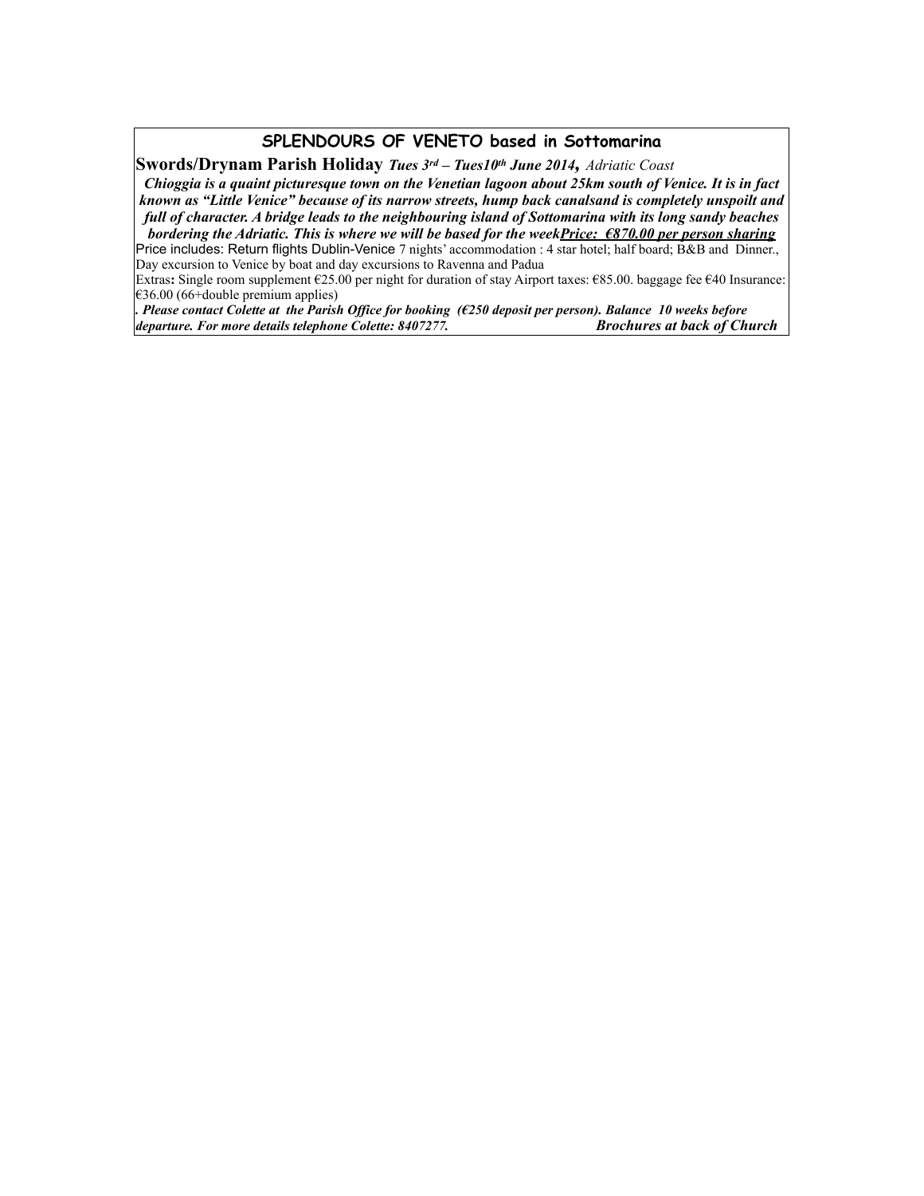## SPLENDOURS OF VENETO based in Sottomarina

**Swords/Drynam Parish Holiday** ***Tues 3rd – Tues10th June 2014,*** *Adriatic Coast*

***Chioggia is a quaint picturesque town on the Venetian lagoon about 25km south of Venice. It is in fact known as "Little Venice" because of its narrow streets, hump back canalsand is completely unspoilt and full of character. A bridge leads to the neighbouring island of Sottomarina with its long sandy beaches bordering the Adriatic. This is where we will be based for the week*** ***<u>Price: €870.00 per person sharing</u>***

Price includes: Return flights Dublin-Venice 7 nights' accommodation : 4 star hotel; half board; B&B and Dinner., Day excursion to Venice by boat and day excursions to Ravenna and Padua

Extras**:** Single room supplement €25.00 per night for duration of stay Airport taxes: €85.00. baggage fee €40 Insurance: €36.00 (66+double premium applies)

***. Please contact Colette at the Parish Office for booking (€250 deposit per person). Balance 10 weeks before departure. For more details telephone Colette: 8407277.*** ***Brochures at back of Church***